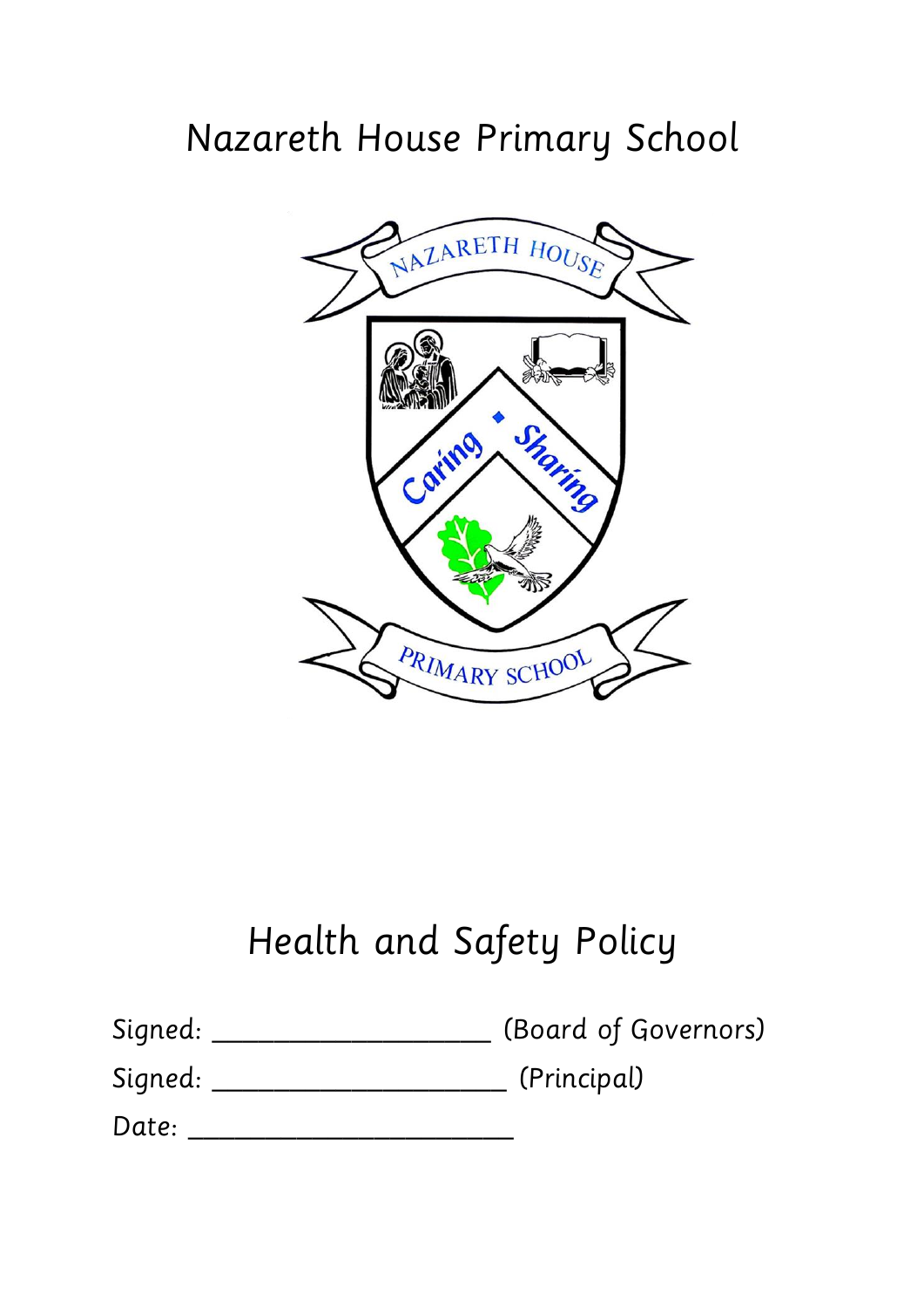# Nazareth House Primary School

# Health and Safety Policy

Signed: ____________________ (Board of Governors)

Signed: _____________________ (Principal)

Date: _______________________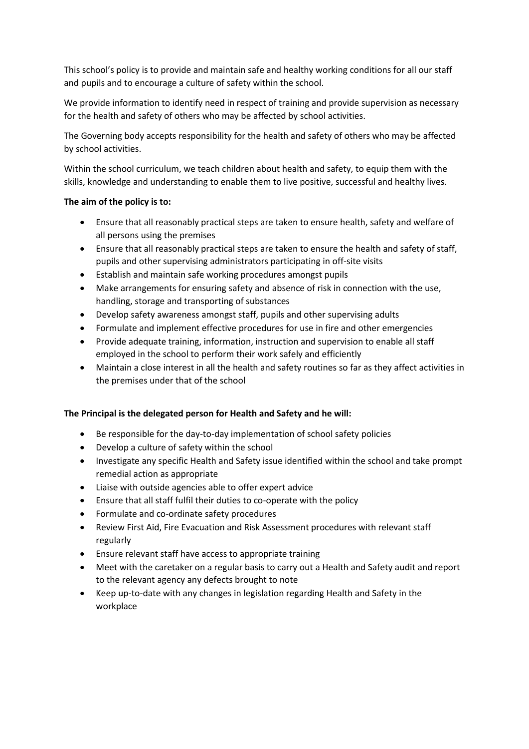This school's policy is to provide and maintain safe and healthy working conditions for all our staff and pupils and to encourage a culture of safety within the school.

We provide information to identify need in respect of training and provide supervision as necessary for the health and safety of others who may be affected by school activities.

The Governing body accepts responsibility for the health and safety of others who may be affected by school activities.

Within the school curriculum, we teach children about health and safety, to equip them with the skills, knowledge and understanding to enable them to live positive, successful and healthy lives.

**The aim of the policy is to:**

- Ensure that all reasonably practical steps are taken to ensure health, safety and welfare of all persons using the premises
- Ensure that all reasonably practical steps are taken to ensure the health and safety of staff, pupils and other supervising administrators participating in off-site visits
- Establish and maintain safe working procedures amongst pupils
- Make arrangements for ensuring safety and absence of risk in connection with the use, handling, storage and transporting of substances
- Develop safety awareness amongst staff, pupils and other supervising adults
- Formulate and implement effective procedures for use in fire and other emergencies
- Provide adequate training, information, instruction and supervision to enable all staff employed in the school to perform their work safely and efficiently
- Maintain a close interest in all the health and safety routines so far as they affect activities in the premises under that of the school

**The Principal is the delegated person for Health and Safety and he will:**

- Be responsible for the day-to-day implementation of school safety policies
- Develop a culture of safety within the school
- Investigate any specific Health and Safety issue identified within the school and take prompt remedial action as appropriate
- Liaise with outside agencies able to offer expert advice
- Ensure that all staff fulfil their duties to co-operate with the policy
- Formulate and co-ordinate safety procedures
- Review First Aid, Fire Evacuation and Risk Assessment procedures with relevant staff regularly
- Ensure relevant staff have access to appropriate training
- Meet with the caretaker on a regular basis to carry out a Health and Safety audit and report to the relevant agency any defects brought to note
- Keep up-to-date with any changes in legislation regarding Health and Safety in the workplace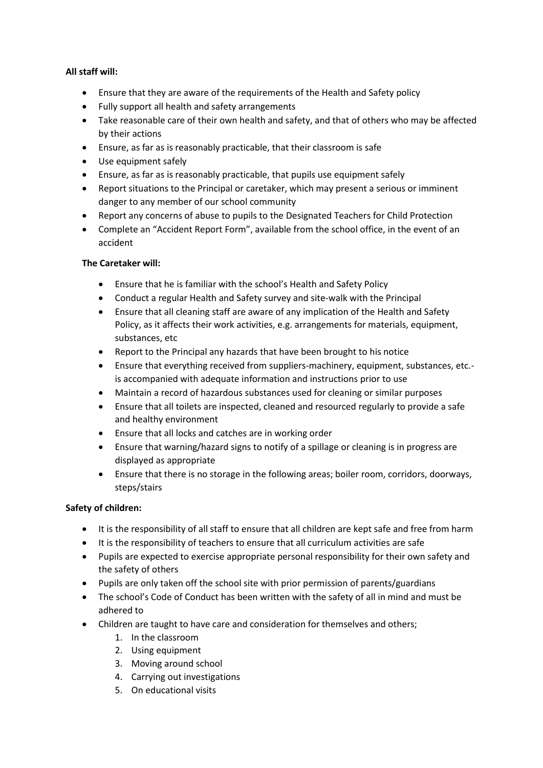**All staff will:**

- Ensure that they are aware of the requirements of the Health and Safety policy
- Fully support all health and safety arrangements
- Take reasonable care of their own health and safety, and that of others who may be affected by their actions
- Ensure, as far as is reasonably practicable, that their classroom is safe
- Use equipment safely
- Ensure, as far as is reasonably practicable, that pupils use equipment safely
- Report situations to the Principal or caretaker, which may present a serious or imminent danger to any member of our school community
- Report any concerns of abuse to pupils to the Designated Teachers for Child Protection
- Complete an "Accident Report Form", available from the school office, in the event of an accident

**The Caretaker will:**

- Ensure that he is familiar with the school's Health and Safety Policy
- Conduct a regular Health and Safety survey and site-walk with the Principal
- Ensure that all cleaning staff are aware of any implication of the Health and Safety Policy, as it affects their work activities, e.g. arrangements for materials, equipment, substances, etc
- Report to the Principal any hazards that have been brought to his notice
- Ensure that everything received from suppliers-machinery, equipment, substances, etc.- is accompanied with adequate information and instructions prior to use
- Maintain a record of hazardous substances used for cleaning or similar purposes
- Ensure that all toilets are inspected, cleaned and resourced regularly to provide a safe and healthy environment
- Ensure that all locks and catches are in working order
- Ensure that warning/hazard signs to notify of a spillage or cleaning is in progress are displayed as appropriate
- Ensure that there is no storage in the following areas; boiler room, corridors, doorways, steps/stairs

**Safety of children:**

- It is the responsibility of all staff to ensure that all children are kept safe and free from harm
- It is the responsibility of teachers to ensure that all curriculum activities are safe
- Pupils are expected to exercise appropriate personal responsibility for their own safety and the safety of others
- Pupils are only taken off the school site with prior permission of parents/guardians
- The school's Code of Conduct has been written with the safety of all in mind and must be adhered to
- Children are taught to have care and consideration for themselves and others;
    1. In the classroom
    2. Using equipment
    3. Moving around school
    4. Carrying out investigations
    5. On educational visits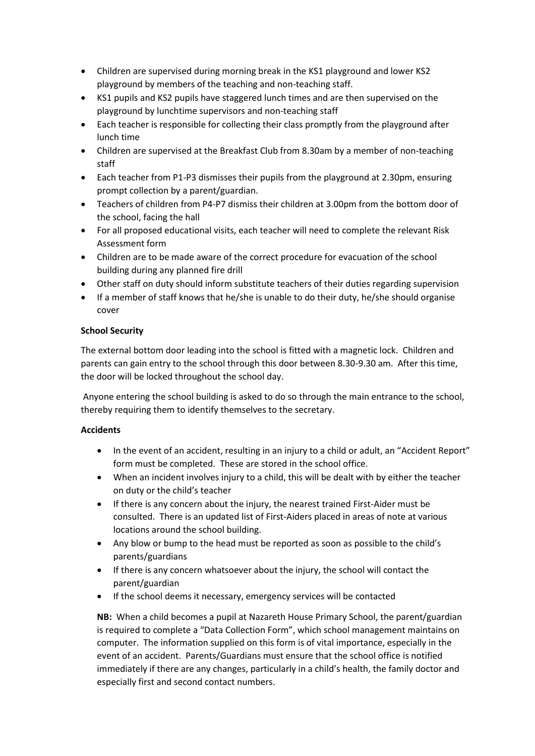- Children are supervised during morning break in the KS1 playground and lower KS2 playground by members of the teaching and non-teaching staff.
- KS1 pupils and KS2 pupils have staggered lunch times and are then supervised on the playground by lunchtime supervisors and non-teaching staff
- Each teacher is responsible for collecting their class promptly from the playground after lunch time
- Children are supervised at the Breakfast Club from 8.30am by a member of non-teaching staff
- Each teacher from P1-P3 dismisses their pupils from the playground at 2.30pm, ensuring prompt collection by a parent/guardian.
- Teachers of children from P4-P7 dismiss their children at 3.00pm from the bottom door of the school, facing the hall
- For all proposed educational visits, each teacher will need to complete the relevant Risk Assessment form
- Children are to be made aware of the correct procedure for evacuation of the school building during any planned fire drill
- Other staff on duty should inform substitute teachers of their duties regarding supervision
- If a member of staff knows that he/she is unable to do their duty, he/she should organise cover

**School Security**

The external bottom door leading into the school is fitted with a magnetic lock. Children and parents can gain entry to the school through this door between 8.30-9.30 am. After this time, the door will be locked throughout the school day.

Anyone entering the school building is asked to do so through the main entrance to the school, thereby requiring them to identify themselves to the secretary.

**Accidents**

- In the event of an accident, resulting in an injury to a child or adult, an "Accident Report" form must be completed. These are stored in the school office.
- When an incident involves injury to a child, this will be dealt with by either the teacher on duty or the child's teacher
- If there is any concern about the injury, the nearest trained First-Aider must be consulted. There is an updated list of First-Aiders placed in areas of note at various locations around the school building.
- Any blow or bump to the head must be reported as soon as possible to the child's parents/guardians
- If there is any concern whatsoever about the injury, the school will contact the parent/guardian
- If the school deems it necessary, emergency services will be contacted

**NB:** When a child becomes a pupil at Nazareth House Primary School, the parent/guardian is required to complete a "Data Collection Form", which school management maintains on computer. The information supplied on this form is of vital importance, especially in the event of an accident. Parents/Guardians must ensure that the school office is notified immediately if there are any changes, particularly in a child's health, the family doctor and especially first and second contact numbers.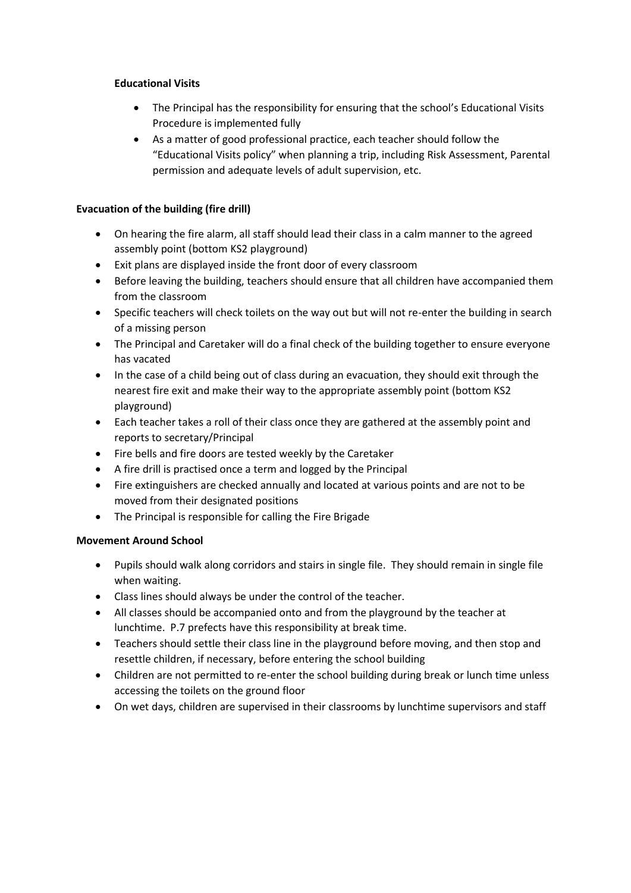**Educational Visits**

- The Principal has the responsibility for ensuring that the school's Educational Visits Procedure is implemented fully
- As a matter of good professional practice, each teacher should follow the "Educational Visits policy" when planning a trip, including Risk Assessment, Parental permission and adequate levels of adult supervision, etc.

**Evacuation of the building (fire drill)**

- On hearing the fire alarm, all staff should lead their class in a calm manner to the agreed assembly point (bottom KS2 playground)
- Exit plans are displayed inside the front door of every classroom
- Before leaving the building, teachers should ensure that all children have accompanied them from the classroom
- Specific teachers will check toilets on the way out but will not re-enter the building in search of a missing person
- The Principal and Caretaker will do a final check of the building together to ensure everyone has vacated
- In the case of a child being out of class during an evacuation, they should exit through the nearest fire exit and make their way to the appropriate assembly point (bottom KS2 playground)
- Each teacher takes a roll of their class once they are gathered at the assembly point and reports to secretary/Principal
- Fire bells and fire doors are tested weekly by the Caretaker
- A fire drill is practised once a term and logged by the Principal
- Fire extinguishers are checked annually and located at various points and are not to be moved from their designated positions
- The Principal is responsible for calling the Fire Brigade

**Movement Around School**

- Pupils should walk along corridors and stairs in single file. They should remain in single file when waiting.
- Class lines should always be under the control of the teacher.
- All classes should be accompanied onto and from the playground by the teacher at lunchtime. P.7 prefects have this responsibility at break time.
- Teachers should settle their class line in the playground before moving, and then stop and resettle children, if necessary, before entering the school building
- Children are not permitted to re-enter the school building during break or lunch time unless accessing the toilets on the ground floor
- On wet days, children are supervised in their classrooms by lunchtime supervisors and staff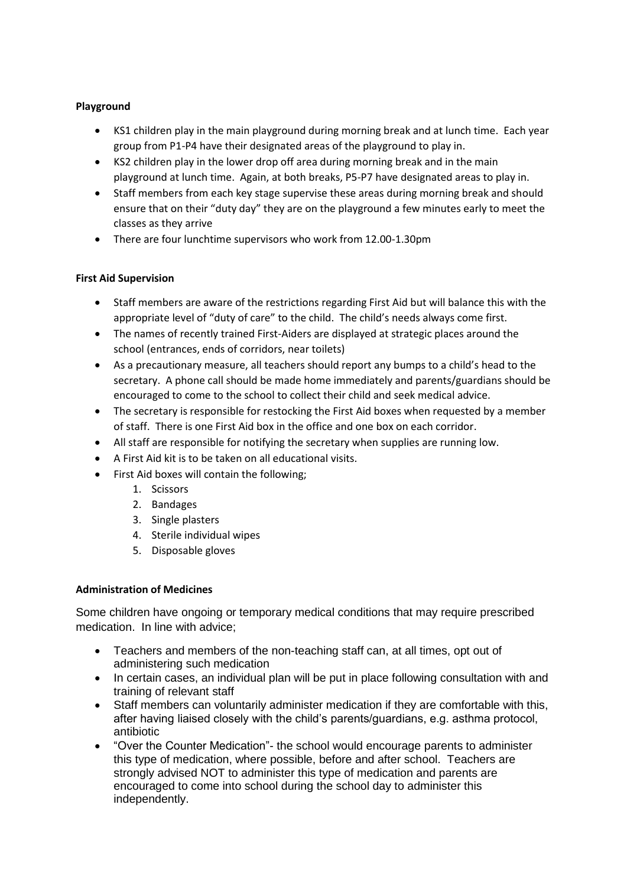**Playground**

- KS1 children play in the main playground during morning break and at lunch time. Each year group from P1-P4 have their designated areas of the playground to play in.
- KS2 children play in the lower drop off area during morning break and in the main playground at lunch time. Again, at both breaks, P5-P7 have designated areas to play in.
- Staff members from each key stage supervise these areas during morning break and should ensure that on their "duty day" they are on the playground a few minutes early to meet the classes as they arrive
- There are four lunchtime supervisors who work from 12.00-1.30pm

**First Aid Supervision**

- Staff members are aware of the restrictions regarding First Aid but will balance this with the appropriate level of "duty of care" to the child. The child's needs always come first.
- The names of recently trained First-Aiders are displayed at strategic places around the school (entrances, ends of corridors, near toilets)
- As a precautionary measure, all teachers should report any bumps to a child's head to the secretary. A phone call should be made home immediately and parents/guardians should be encouraged to come to the school to collect their child and seek medical advice.
- The secretary is responsible for restocking the First Aid boxes when requested by a member of staff. There is one First Aid box in the office and one box on each corridor.
- All staff are responsible for notifying the secretary when supplies are running low.
- A First Aid kit is to be taken on all educational visits.
- First Aid boxes will contain the following;
  1. Scissors
  2. Bandages
  3. Single plasters
  4. Sterile individual wipes
  5. Disposable gloves

**Administration of Medicines**

Some children have ongoing or temporary medical conditions that may require prescribed medication. In line with advice;

- Teachers and members of the non-teaching staff can, at all times, opt out of administering such medication
- In certain cases, an individual plan will be put in place following consultation with and training of relevant staff
- Staff members can voluntarily administer medication if they are comfortable with this, after having liaised closely with the child's parents/guardians, e.g. asthma protocol, antibiotic
- "Over the Counter Medication"- the school would encourage parents to administer this type of medication, where possible, before and after school. Teachers are strongly advised NOT to administer this type of medication and parents are encouraged to come into school during the school day to administer this independently.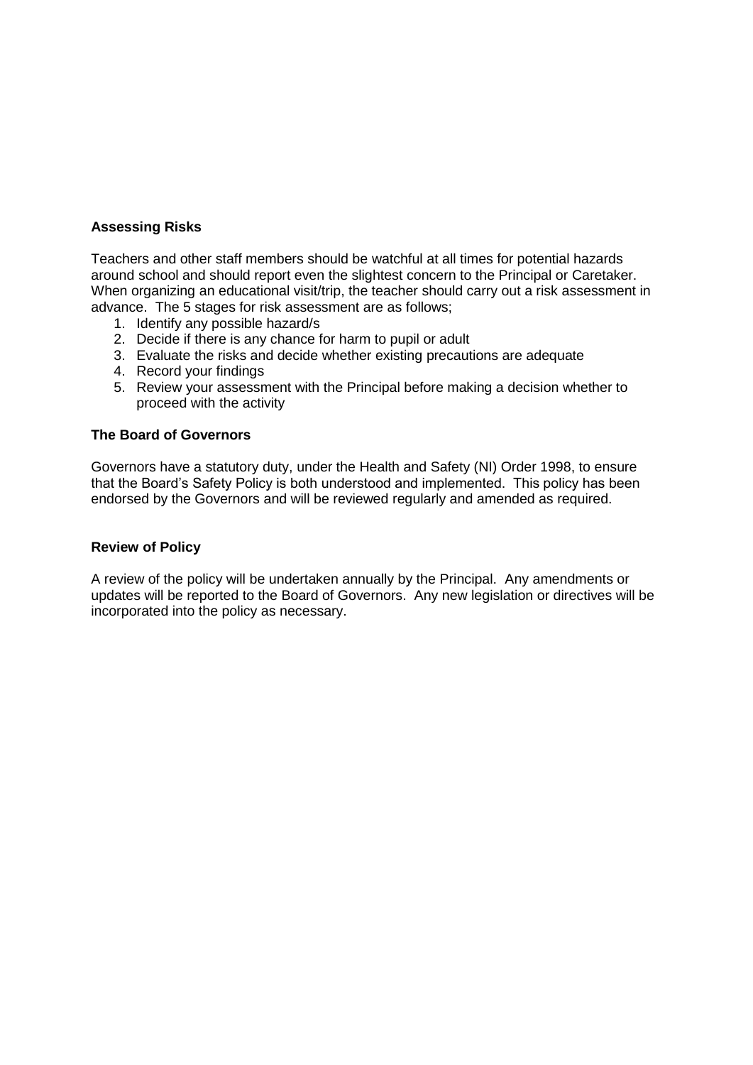**Assessing Risks**

Teachers and other staff members should be watchful at all times for potential hazards around school and should report even the slightest concern to the Principal or Caretaker. When organizing an educational visit/trip, the teacher should carry out a risk assessment in advance. The 5 stages for risk assessment are as follows;

1. Identify any possible hazard/s
2. Decide if there is any chance for harm to pupil or adult
3. Evaluate the risks and decide whether existing precautions are adequate
4. Record your findings
5. Review your assessment with the Principal before making a decision whether to proceed with the activity

**The Board of Governors**

Governors have a statutory duty, under the Health and Safety (NI) Order 1998, to ensure that the Board's Safety Policy is both understood and implemented. This policy has been endorsed by the Governors and will be reviewed regularly and amended as required.

**Review of Policy**

A review of the policy will be undertaken annually by the Principal. Any amendments or updates will be reported to the Board of Governors. Any new legislation or directives will be incorporated into the policy as necessary.